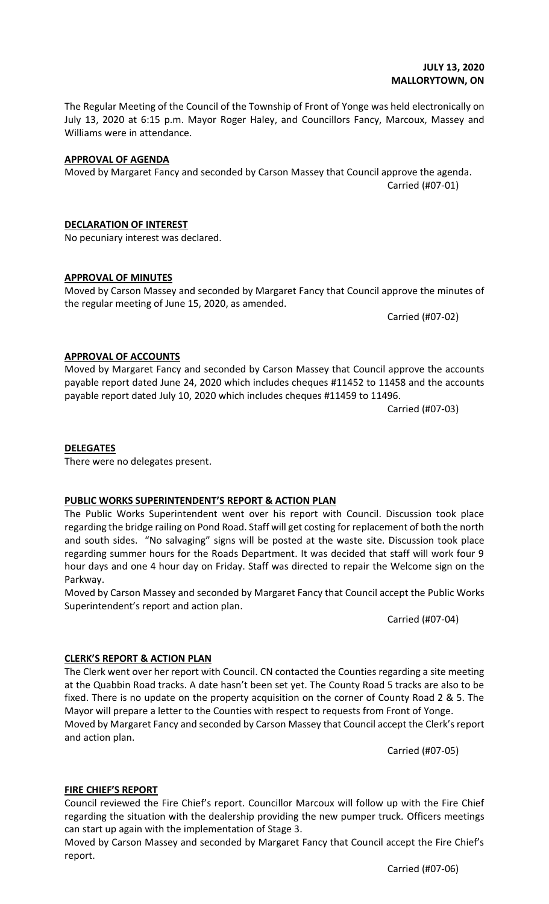**JULY 13, 2020**
**MALLORYTOWN, ON**

The Regular Meeting of the Council of the Township of Front of Yonge was held electronically on July 13, 2020 at 6:15 p.m. Mayor Roger Haley, and Councillors Fancy, Marcoux, Massey and Williams were in attendance.

**APPROVAL OF AGENDA**

Moved by Margaret Fancy and seconded by Carson Massey that Council approve the agenda.

Carried (#07-01)

**DECLARATION OF INTEREST**

No pecuniary interest was declared.

**APPROVAL OF MINUTES**

Moved by Carson Massey and seconded by Margaret Fancy that Council approve the minutes of the regular meeting of June 15, 2020, as amended.

Carried (#07-02)

**APPROVAL OF ACCOUNTS**

Moved by Margaret Fancy and seconded by Carson Massey that Council approve the accounts payable report dated June 24, 2020 which includes cheques #11452 to 11458 and the accounts payable report dated July 10, 2020 which includes cheques #11459 to 11496.

Carried (#07-03)

**DELEGATES**

There were no delegates present.

**PUBLIC WORKS SUPERINTENDENT'S REPORT & ACTION PLAN**

The Public Works Superintendent went over his report with Council. Discussion took place regarding the bridge railing on Pond Road. Staff will get costing for replacement of both the north and south sides. "No salvaging" signs will be posted at the waste site. Discussion took place regarding summer hours for the Roads Department. It was decided that staff will work four 9 hour days and one 4 hour day on Friday. Staff was directed to repair the Welcome sign on the Parkway.

Moved by Carson Massey and seconded by Margaret Fancy that Council accept the Public Works Superintendent's report and action plan.

Carried (#07-04)

**CLERK'S REPORT & ACTION PLAN**

The Clerk went over her report with Council. CN contacted the Counties regarding a site meeting at the Quabbin Road tracks. A date hasn't been set yet. The County Road 5 tracks are also to be fixed. There is no update on the property acquisition on the corner of County Road 2 & 5. The Mayor will prepare a letter to the Counties with respect to requests from Front of Yonge.

Moved by Margaret Fancy and seconded by Carson Massey that Council accept the Clerk's report and action plan.

Carried (#07-05)

**FIRE CHIEF'S REPORT**

Council reviewed the Fire Chief's report. Councillor Marcoux will follow up with the Fire Chief regarding the situation with the dealership providing the new pumper truck. Officers meetings can start up again with the implementation of Stage 3.

Moved by Carson Massey and seconded by Margaret Fancy that Council accept the Fire Chief's report.

Carried (#07-06)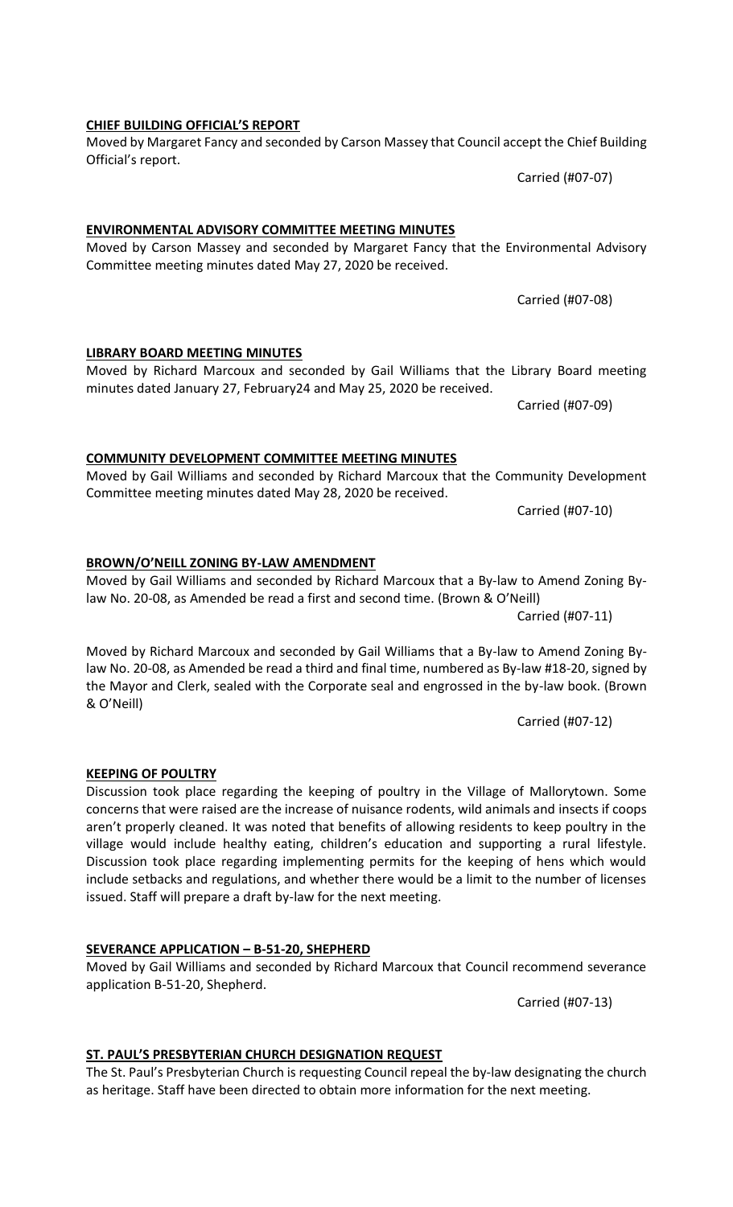**CHIEF BUILDING OFFICIAL'S REPORT**

Moved by Margaret Fancy and seconded by Carson Massey that Council accept the Chief Building Official's report.

Carried (#07-07)

**ENVIRONMENTAL ADVISORY COMMITTEE MEETING MINUTES**

Moved by Carson Massey and seconded by Margaret Fancy that the Environmental Advisory Committee meeting minutes dated May 27, 2020 be received.

Carried (#07-08)

**LIBRARY BOARD MEETING MINUTES**

Moved by Richard Marcoux and seconded by Gail Williams that the Library Board meeting minutes dated January 27, February24 and May 25, 2020 be received.

Carried (#07-09)

**COMMUNITY DEVELOPMENT COMMITTEE MEETING MINUTES**

Moved by Gail Williams and seconded by Richard Marcoux that the Community Development Committee meeting minutes dated May 28, 2020 be received.

Carried (#07-10)

**BROWN/O'NEILL ZONING BY-LAW AMENDMENT**

Moved by Gail Williams and seconded by Richard Marcoux that a By-law to Amend Zoning By-law No. 20-08, as Amended be read a first and second time. (Brown & O'Neill)

Carried (#07-11)

Moved by Richard Marcoux and seconded by Gail Williams that a By-law to Amend Zoning By-law No. 20-08, as Amended be read a third and final time, numbered as By-law #18-20, signed by the Mayor and Clerk, sealed with the Corporate seal and engrossed in the by-law book. (Brown & O'Neill)

Carried (#07-12)

**KEEPING OF POULTRY**

Discussion took place regarding the keeping of poultry in the Village of Mallorytown. Some concerns that were raised are the increase of nuisance rodents, wild animals and insects if coops aren't properly cleaned. It was noted that benefits of allowing residents to keep poultry in the village would include healthy eating, children's education and supporting a rural lifestyle. Discussion took place regarding implementing permits for the keeping of hens which would include setbacks and regulations, and whether there would be a limit to the number of licenses issued. Staff will prepare a draft by-law for the next meeting.

**SEVERANCE APPLICATION – B-51-20, SHEPHERD**

Moved by Gail Williams and seconded by Richard Marcoux that Council recommend severance application B-51-20, Shepherd.

Carried (#07-13)

**ST. PAUL'S PRESBYTERIAN CHURCH DESIGNATION REQUEST**

The St. Paul's Presbyterian Church is requesting Council repeal the by-law designating the church as heritage. Staff have been directed to obtain more information for the next meeting.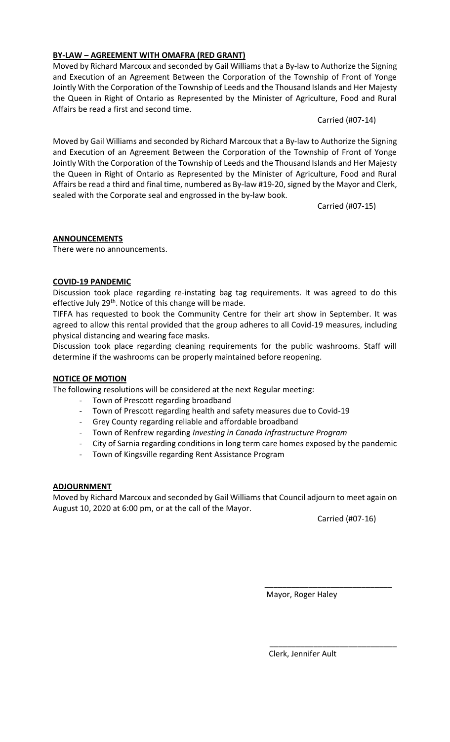**BY-LAW – AGREEMENT WITH OMAFRA (RED GRANT)**

Moved by Richard Marcoux and seconded by Gail Williams that a By-law to Authorize the Signing and Execution of an Agreement Between the Corporation of the Township of Front of Yonge Jointly With the Corporation of the Township of Leeds and the Thousand Islands and Her Majesty the Queen in Right of Ontario as Represented by the Minister of Agriculture, Food and Rural Affairs be read a first and second time.

Carried (#07-14)

Moved by Gail Williams and seconded by Richard Marcoux that a By-law to Authorize the Signing and Execution of an Agreement Between the Corporation of the Township of Front of Yonge Jointly With the Corporation of the Township of Leeds and the Thousand Islands and Her Majesty the Queen in Right of Ontario as Represented by the Minister of Agriculture, Food and Rural Affairs be read a third and final time, numbered as By-law #19-20, signed by the Mayor and Clerk, sealed with the Corporate seal and engrossed in the by-law book.

Carried (#07-15)

**ANNOUNCEMENTS**

There were no announcements.

**COVID-19 PANDEMIC**

Discussion took place regarding re-instating bag tag requirements. It was agreed to do this effective July 29th. Notice of this change will be made.

TIFFA has requested to book the Community Centre for their art show in September. It was agreed to allow this rental provided that the group adheres to all Covid-19 measures, including physical distancing and wearing face masks.

Discussion took place regarding cleaning requirements for the public washrooms. Staff will determine if the washrooms can be properly maintained before reopening.

**NOTICE OF MOTION**

The following resolutions will be considered at the next Regular meeting:

- Town of Prescott regarding broadband
- Town of Prescott regarding health and safety measures due to Covid-19
- Grey County regarding reliable and affordable broadband
- Town of Renfrew regarding *Investing in Canada Infrastructure Program*
- City of Sarnia regarding conditions in long term care homes exposed by the pandemic
- Town of Kingsville regarding Rent Assistance Program

**ADJOURNMENT**

Moved by Richard Marcoux and seconded by Gail Williams that Council adjourn to meet again on August 10, 2020 at 6:00 pm, or at the call of the Mayor.

Carried (#07-16)

\_\_\_\_\_\_\_\_\_\_\_\_\_\_\_\_\_\_\_\_\_\_\_\_\_\_\_\_\_\_

Mayor, Roger Haley

\_\_\_\_\_\_\_\_\_\_\_\_\_\_\_\_\_\_\_\_\_\_\_\_\_\_\_\_\_\_

Clerk, Jennifer Ault